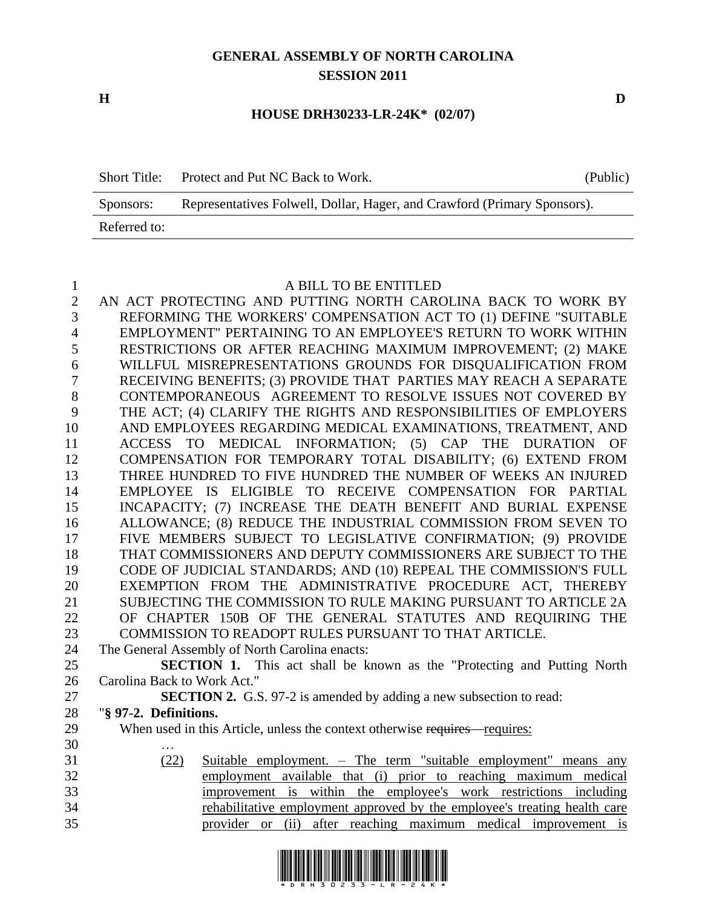# GENERAL ASSEMBLY OF NORTH CAROLINA
## SESSION 2011

**H** **D**

**HOUSE DRH30233-LR-24K* (02/07)**

| Short Title: | Protect and Put NC Back to Work. | (Public) |
|---|---|---|
| Sponsors: | Representatives Folwell, Dollar, Hager, and Crawford (Primary Sponsors). | |
| Referred to: | | |

A BILL TO BE ENTITLED

AN ACT PROTECTING AND PUTTING NORTH CAROLINA BACK TO WORK BY REFORMING THE WORKERS' COMPENSATION ACT TO (1) DEFINE "SUITABLE EMPLOYMENT" PERTAINING TO AN EMPLOYEE'S RETURN TO WORK WITHIN RESTRICTIONS OR AFTER REACHING MAXIMUM IMPROVEMENT; (2) MAKE WILLFUL MISREPRESENTATIONS GROUNDS FOR DISQUALIFICATION FROM RECEIVING BENEFITS; (3) PROVIDE THAT PARTIES MAY REACH A SEPARATE CONTEMPORANEOUS AGREEMENT TO RESOLVE ISSUES NOT COVERED BY THE ACT; (4) CLARIFY THE RIGHTS AND RESPONSIBILITIES OF EMPLOYERS AND EMPLOYEES REGARDING MEDICAL EXAMINATIONS, TREATMENT, AND ACCESS TO MEDICAL INFORMATION; (5) CAP THE DURATION OF COMPENSATION FOR TEMPORARY TOTAL DISABILITY; (6) EXTEND FROM THREE HUNDRED TO FIVE HUNDRED THE NUMBER OF WEEKS AN INJURED EMPLOYEE IS ELIGIBLE TO RECEIVE COMPENSATION FOR PARTIAL INCAPACITY; (7) INCREASE THE DEATH BENEFIT AND BURIAL EXPENSE ALLOWANCE; (8) REDUCE THE INDUSTRIAL COMMISSION FROM SEVEN TO FIVE MEMBERS SUBJECT TO LEGISLATIVE CONFIRMATION; (9) PROVIDE THAT COMMISSIONERS AND DEPUTY COMMISSIONERS ARE SUBJECT TO THE CODE OF JUDICIAL STANDARDS; AND (10) REPEAL THE COMMISSION'S FULL EXEMPTION FROM THE ADMINISTRATIVE PROCEDURE ACT, THEREBY SUBJECTING THE COMMISSION TO RULE MAKING PURSUANT TO ARTICLE 2A OF CHAPTER 150B OF THE GENERAL STATUTES AND REQUIRING THE COMMISSION TO READOPT RULES PURSUANT TO THAT ARTICLE.

The General Assembly of North Carolina enacts:

**SECTION 1.** This act shall be known as the "Protecting and Putting North Carolina Back to Work Act."

**SECTION 2.** G.S. 97-2 is amended by adding a new subsection to read:

"**§ 97-2. Definitions.**

When used in this Article, unless the context otherwise ~~requires~~ requires:

…

(22) Suitable employment. – The term "suitable employment" means any employment available that (i) prior to reaching maximum medical improvement is within the employee's work restrictions including rehabilitative employment approved by the employee's treating health care provider or (ii) after reaching maximum medical improvement is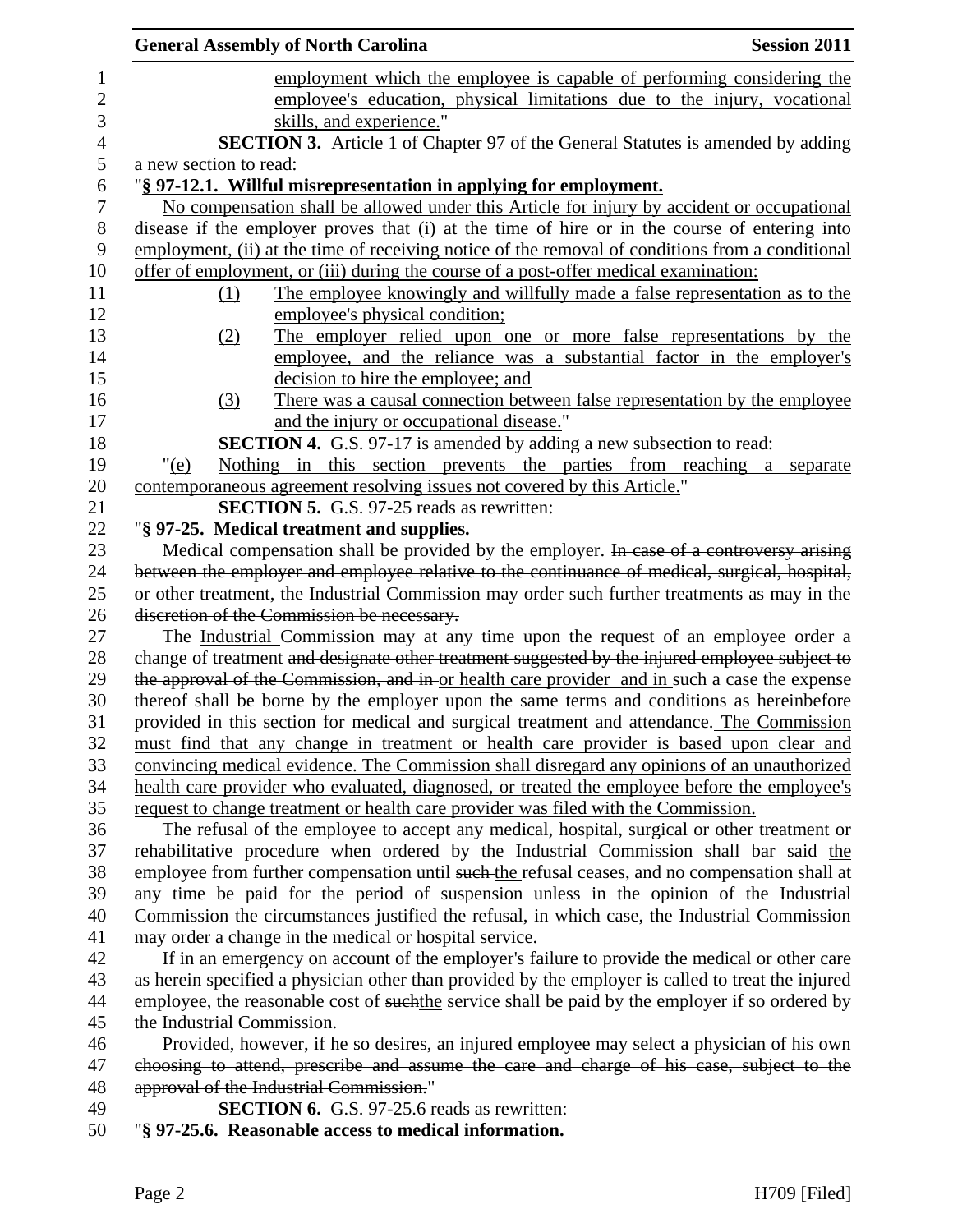employment which the employee is capable of performing considering the employee's education, physical limitations due to the injury, vocational skills, and experience."

**SECTION 3.** Article 1 of Chapter 97 of the General Statutes is amended by adding a new section to read:

"**§ 97-12.1. Willful misrepresentation in applying for employment.**

No compensation shall be allowed under this Article for injury by accident or occupational disease if the employer proves that (i) at the time of hire or in the course of entering into employment, (ii) at the time of receiving notice of the removal of conditions from a conditional offer of employment, or (iii) during the course of a post-offer medical examination:

(1) The employee knowingly and willfully made a false representation as to the employee's physical condition;

(2) The employer relied upon one or more false representations by the employee, and the reliance was a substantial factor in the employer's decision to hire the employee; and

(3) There was a causal connection between false representation by the employee and the injury or occupational disease."

**SECTION 4.** G.S. 97-17 is amended by adding a new subsection to read:

"(e) Nothing in this section prevents the parties from reaching a separate contemporaneous agreement resolving issues not covered by this Article."

**SECTION 5.** G.S. 97-25 reads as rewritten:

"**§ 97-25. Medical treatment and supplies.**

Medical compensation shall be provided by the employer. ~~In case of a controversy arising between the employer and employee relative to the continuance of medical, surgical, hospital, or other treatment, the Industrial Commission may order such further treatments as may in the discretion of the Commission be necessary.~~

The Industrial Commission may at any time upon the request of an employee order a change of treatment ~~and designate other treatment suggested by the injured employee subject to the approval of the Commission, and in~~ or health care provider and in such a case the expense thereof shall be borne by the employer upon the same terms and conditions as hereinbefore provided in this section for medical and surgical treatment and attendance. The Commission must find that any change in treatment or health care provider is based upon clear and convincing medical evidence. The Commission shall disregard any opinions of an unauthorized health care provider who evaluated, diagnosed, or treated the employee before the employee's request to change treatment or health care provider was filed with the Commission.

The refusal of the employee to accept any medical, hospital, surgical or other treatment or rehabilitative procedure when ordered by the Industrial Commission shall bar ~~said~~ the employee from further compensation until ~~such~~ the refusal ceases, and no compensation shall at any time be paid for the period of suspension unless in the opinion of the Industrial Commission the circumstances justified the refusal, in which case, the Industrial Commission may order a change in the medical or hospital service.

If in an emergency on account of the employer's failure to provide the medical or other care as herein specified a physician other than provided by the employer is called to treat the injured employee, the reasonable cost of ~~such~~the service shall be paid by the employer if so ordered by the Industrial Commission.

~~Provided, however, if he so desires, an injured employee may select a physician of his own choosing to attend, prescribe and assume the care and charge of his case, subject to the approval of the Industrial Commission.~~"

**SECTION 6.** G.S. 97-25.6 reads as rewritten:

"**§ 97-25.6. Reasonable access to medical information.**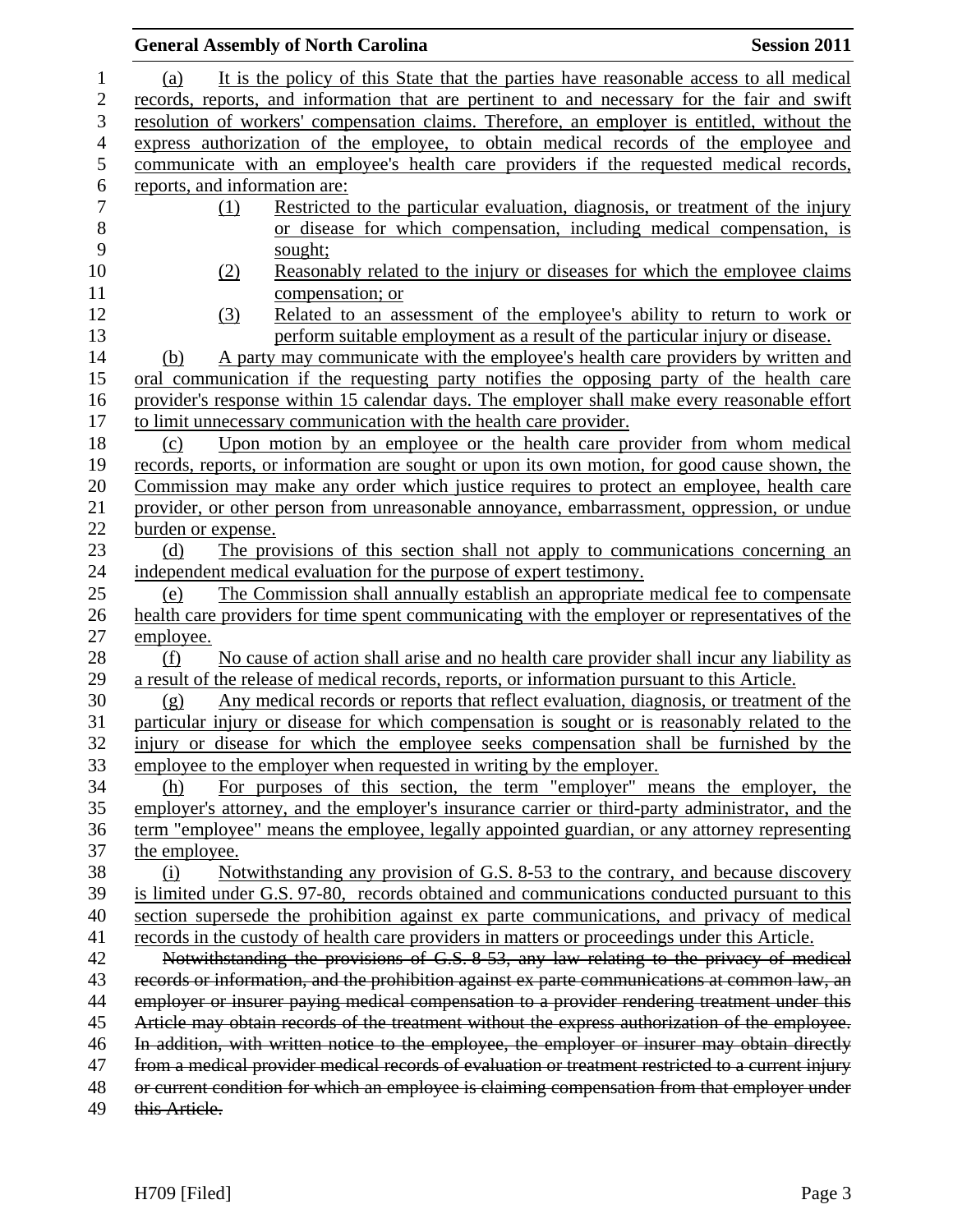(a) It is the policy of this State that the parties have reasonable access to all medical records, reports, and information that are pertinent to and necessary for the fair and swift resolution of workers' compensation claims. Therefore, an employer is entitled, without the express authorization of the employee, to obtain medical records of the employee and communicate with an employee's health care providers if the requested medical records, reports, and information are:

(1) Restricted to the particular evaluation, diagnosis, or treatment of the injury or disease for which compensation, including medical compensation, is sought;

(2) Reasonably related to the injury or diseases for which the employee claims compensation; or

(3) Related to an assessment of the employee's ability to return to work or perform suitable employment as a result of the particular injury or disease.

(b) A party may communicate with the employee's health care providers by written and oral communication if the requesting party notifies the opposing party of the health care provider's response within 15 calendar days. The employer shall make every reasonable effort to limit unnecessary communication with the health care provider.

(c) Upon motion by an employee or the health care provider from whom medical records, reports, or information are sought or upon its own motion, for good cause shown, the Commission may make any order which justice requires to protect an employee, health care provider, or other person from unreasonable annoyance, embarrassment, oppression, or undue burden or expense.

(d) The provisions of this section shall not apply to communications concerning an independent medical evaluation for the purpose of expert testimony.

(e) The Commission shall annually establish an appropriate medical fee to compensate health care providers for time spent communicating with the employer or representatives of the employee.

(f) No cause of action shall arise and no health care provider shall incur any liability as a result of the release of medical records, reports, or information pursuant to this Article.

(g) Any medical records or reports that reflect evaluation, diagnosis, or treatment of the particular injury or disease for which compensation is sought or is reasonably related to the injury or disease for which the employee seeks compensation shall be furnished by the employee to the employer when requested in writing by the employer.

(h) For purposes of this section, the term "employer" means the employer, the employer's attorney, and the employer's insurance carrier or third-party administrator, and the term "employee" means the employee, legally appointed guardian, or any attorney representing the employee.

(i) Notwithstanding any provision of G.S. 8-53 to the contrary, and because discovery is limited under G.S. 97-80, records obtained and communications conducted pursuant to this section supersede the prohibition against ex parte communications, and privacy of medical records in the custody of health care providers in matters or proceedings under this Article.

~~Notwithstanding the provisions of G.S. 8-53, any law relating to the privacy of medical records or information, and the prohibition against ex parte communications at common law, an employer or insurer paying medical compensation to a provider rendering treatment under this Article may obtain records of the treatment without the express authorization of the employee. In addition, with written notice to the employee, the employer or insurer may obtain directly from a medical provider medical records of evaluation or treatment restricted to a current injury or current condition for which an employee is claiming compensation from that employer under this Article.~~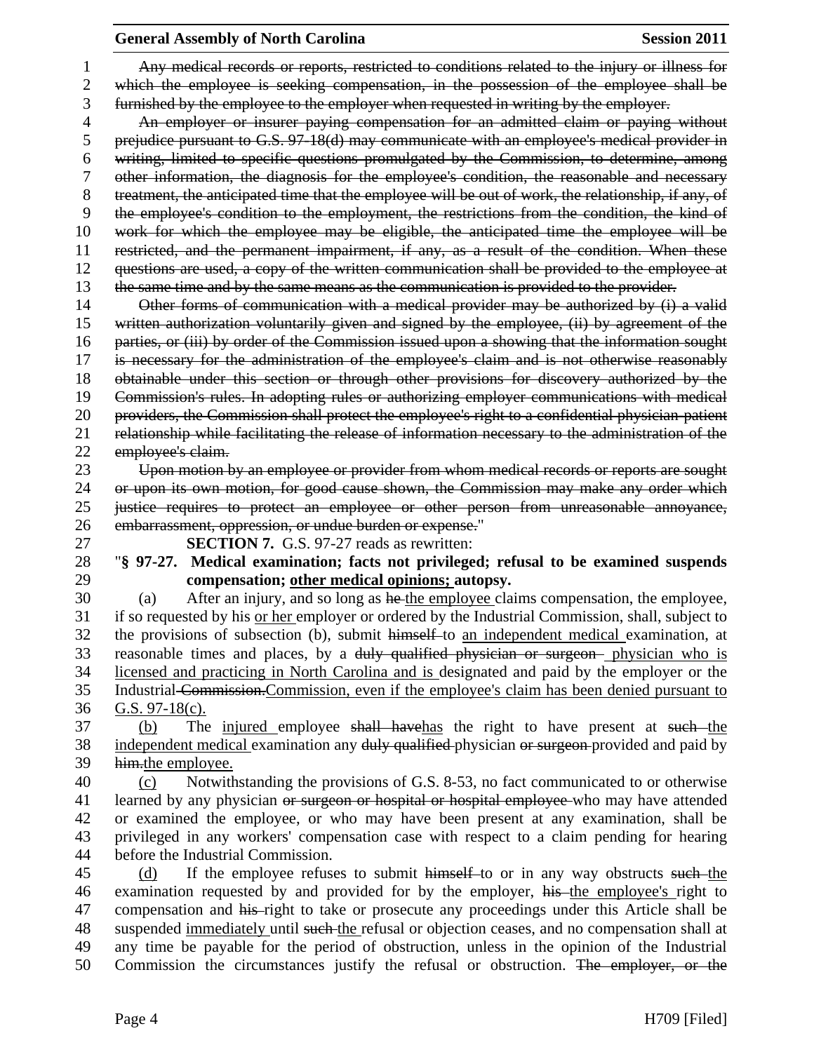~~Any medical records or reports, restricted to conditions related to the injury or illness for which the employee is seeking compensation, in the possession of the employee shall be furnished by the employee to the employer when requested in writing by the employer.~~

~~An employer or insurer paying compensation for an admitted claim or paying without prejudice pursuant to G.S. 97-18(d) may communicate with an employee's medical provider in writing, limited to specific questions promulgated by the Commission, to determine, among other information, the diagnosis for the employee's condition, the reasonable and necessary treatment, the anticipated time that the employee will be out of work, the relationship, if any, of the employee's condition to the employment, the restrictions from the condition, the kind of work for which the employee may be eligible, the anticipated time the employee will be restricted, and the permanent impairment, if any, as a result of the condition. When these questions are used, a copy of the written communication shall be provided to the employee at the same time and by the same means as the communication is provided to the provider.~~

~~Other forms of communication with a medical provider may be authorized by (i) a valid written authorization voluntarily given and signed by the employee, (ii) by agreement of the parties, or (iii) by order of the Commission issued upon a showing that the information sought is necessary for the administration of the employee's claim and is not otherwise reasonably obtainable under this section or through other provisions for discovery authorized by the Commission's rules. In adopting rules or authorizing employer communications with medical providers, the Commission shall protect the employee's right to a confidential physician-patient relationship while facilitating the release of information necessary to the administration of the employee's claim.~~

~~Upon motion by an employee or provider from whom medical records or reports are sought or upon its own motion, for good cause shown, the Commission may make any order which justice requires to protect an employee or other person from unreasonable annoyance, embarrassment, oppression, or undue burden or expense.~~"

**SECTION 7.** G.S. 97-27 reads as rewritten:

"**§ 97-27. Medical examination; facts not privileged; refusal to be examined suspends compensation; <u>other medical opinions;</u> autopsy.**

(a) After an injury, and so long as ~~he~~ <u>the employee</u> claims compensation, the employee, if so requested by his <u>or her</u> employer or ordered by the Industrial Commission, shall, subject to the provisions of subsection (b), submit ~~himself~~ to <u>an independent medical</u> examination, at reasonable times and places, by a ~~duly qualified physician or surgeon~~ <u>physician who is licensed and practicing in North Carolina and is</u> designated and paid by the employer or the Industrial ~~Commission.~~<u>Commission, even if the employee's claim has been denied pursuant to G.S. 97-18(c).</u>

<u>(b)</u> The <u>injured</u> employee ~~shall have~~<u>has</u> the right to have present at ~~such~~ <u>the independent medical</u> examination any ~~duly qualified~~ physician ~~or surgeon~~ provided and paid by ~~him.~~<u>the employee.</u>

<u>(c)</u> Notwithstanding the provisions of G.S. 8-53, no fact communicated to or otherwise learned by any physician ~~or surgeon or hospital or hospital employee~~ who may have attended or examined the employee, or who may have been present at any examination, shall be privileged in any workers' compensation case with respect to a claim pending for hearing before the Industrial Commission.

<u>(d)</u> If the employee refuses to submit ~~himself~~ to or in any way obstructs ~~such~~ <u>the</u> examination requested by and provided for by the employer, ~~his~~ <u>the employee's</u> right to compensation and ~~his~~ right to take or prosecute any proceedings under this Article shall be suspended <u>immediately</u> until ~~such~~ <u>the</u> refusal or objection ceases, and no compensation shall at any time be payable for the period of obstruction, unless in the opinion of the Industrial Commission the circumstances justify the refusal or obstruction. ~~The employer, or the~~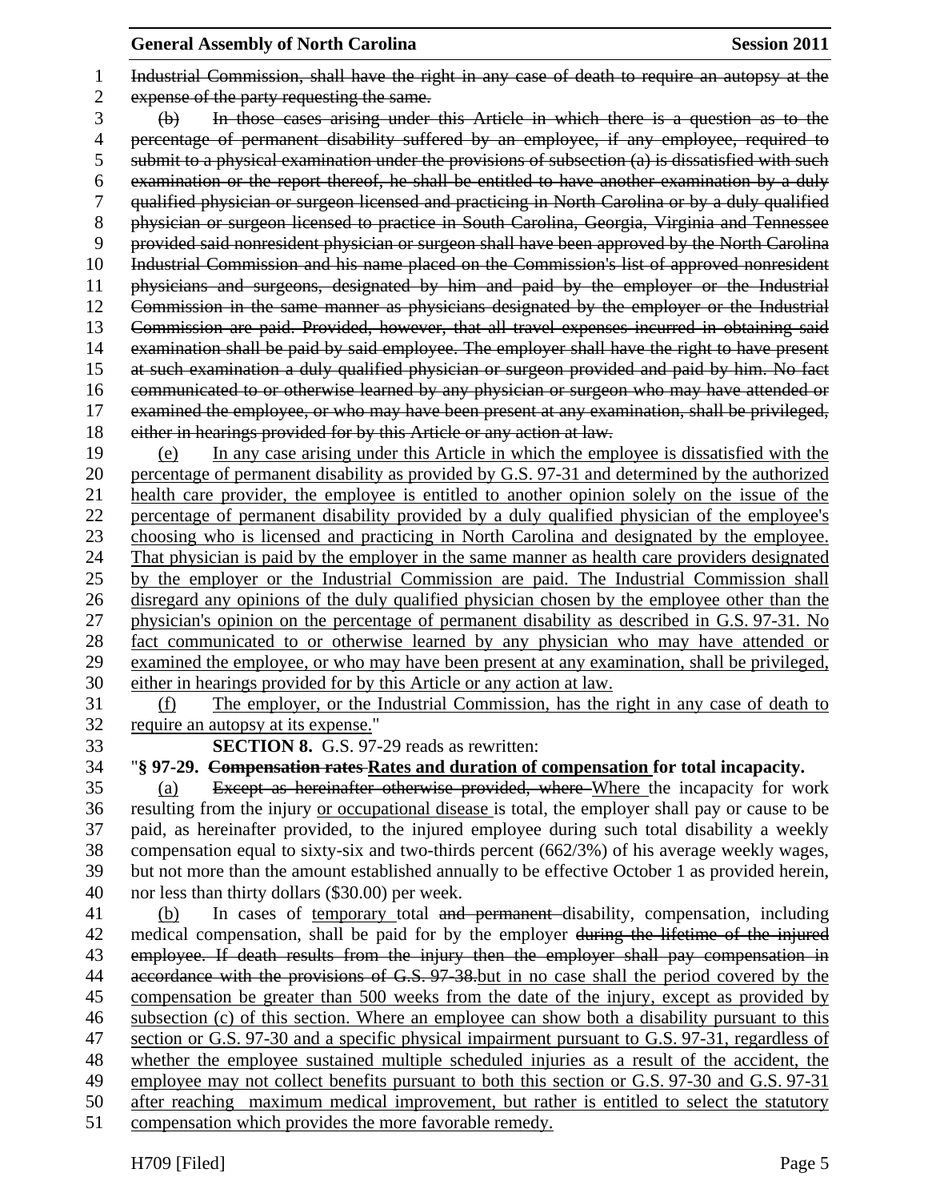~~Industrial Commission, shall have the right in any case of death to require an autopsy at the expense of the party requesting the same.~~

~~(b) In those cases arising under this Article in which there is a question as to the percentage of permanent disability suffered by an employee, if any employee, required to submit to a physical examination under the provisions of subsection (a) is dissatisfied with such examination or the report thereof, he shall be entitled to have another examination by a duly qualified physician or surgeon licensed and practicing in North Carolina or by a duly qualified physician or surgeon licensed to practice in South Carolina, Georgia, Virginia and Tennessee provided said nonresident physician or surgeon shall have been approved by the North Carolina Industrial Commission and his name placed on the Commission's list of approved nonresident physicians and surgeons, designated by him and paid by the employer or the Industrial Commission in the same manner as physicians designated by the employer or the Industrial Commission are paid. Provided, however, that all travel expenses incurred in obtaining said examination shall be paid by said employee. The employer shall have the right to have present at such examination a duly qualified physician or surgeon provided and paid by him. No fact communicated to or otherwise learned by any physician or surgeon who may have attended or examined the employee, or who may have been present at any examination, shall be privileged, either in hearings provided for by this Article or any action at law.~~

<u>(e) In any case arising under this Article in which the employee is dissatisfied with the percentage of permanent disability as provided by G.S. 97-31 and determined by the authorized health care provider, the employee is entitled to another opinion solely on the issue of the percentage of permanent disability provided by a duly qualified physician of the employee's choosing who is licensed and practicing in North Carolina and designated by the employee. That physician is paid by the employer in the same manner as health care providers designated by the employer or the Industrial Commission are paid. The Industrial Commission shall disregard any opinions of the duly qualified physician chosen by the employee other than the physician's opinion on the percentage of permanent disability as described in G.S. 97-31. No fact communicated to or otherwise learned by any physician who may have attended or examined the employee, or who may have been present at any examination, shall be privileged, either in hearings provided for by this Article or any action at law.</u>

<u>(f) The employer, or the Industrial Commission, has the right in any case of death to require an autopsy at its expense.</u>"

**SECTION 8.** G.S. 97-29 reads as rewritten:

"**§ 97-29. ~~Compensation rates~~ <u>Rates and duration of compensation</u> for total incapacity.**

<u>(a)</u> ~~Except as hereinafter otherwise provided, where~~ <u>Where</u> the incapacity for work resulting from the injury <u>or occupational disease</u> is total, the employer shall pay or cause to be paid, as hereinafter provided, to the injured employee during such total disability a weekly compensation equal to sixty-six and two-thirds percent (662/3%) of his average weekly wages, but not more than the amount established annually to be effective October 1 as provided herein, nor less than thirty dollars ($30.00) per week.

<u>(b)</u> In cases of <u>temporary</u> total ~~and permanent~~ disability, compensation, including medical compensation, shall be paid for by the employer ~~during the lifetime of the injured employee. If death results from the injury then the employer shall pay compensation in accordance with the provisions of G.S. 97-38.~~<u>but in no case shall the period covered by the compensation be greater than 500 weeks from the date of the injury, except as provided by subsection (c) of this section. Where an employee can show both a disability pursuant to this section or G.S. 97-30 and a specific physical impairment pursuant to G.S. 97-31, regardless of whether the employee sustained multiple scheduled injuries as a result of the accident, the employee may not collect benefits pursuant to both this section or G.S. 97-30 and G.S. 97-31 after reaching maximum medical improvement, but rather is entitled to select the statutory compensation which provides the more favorable remedy.</u>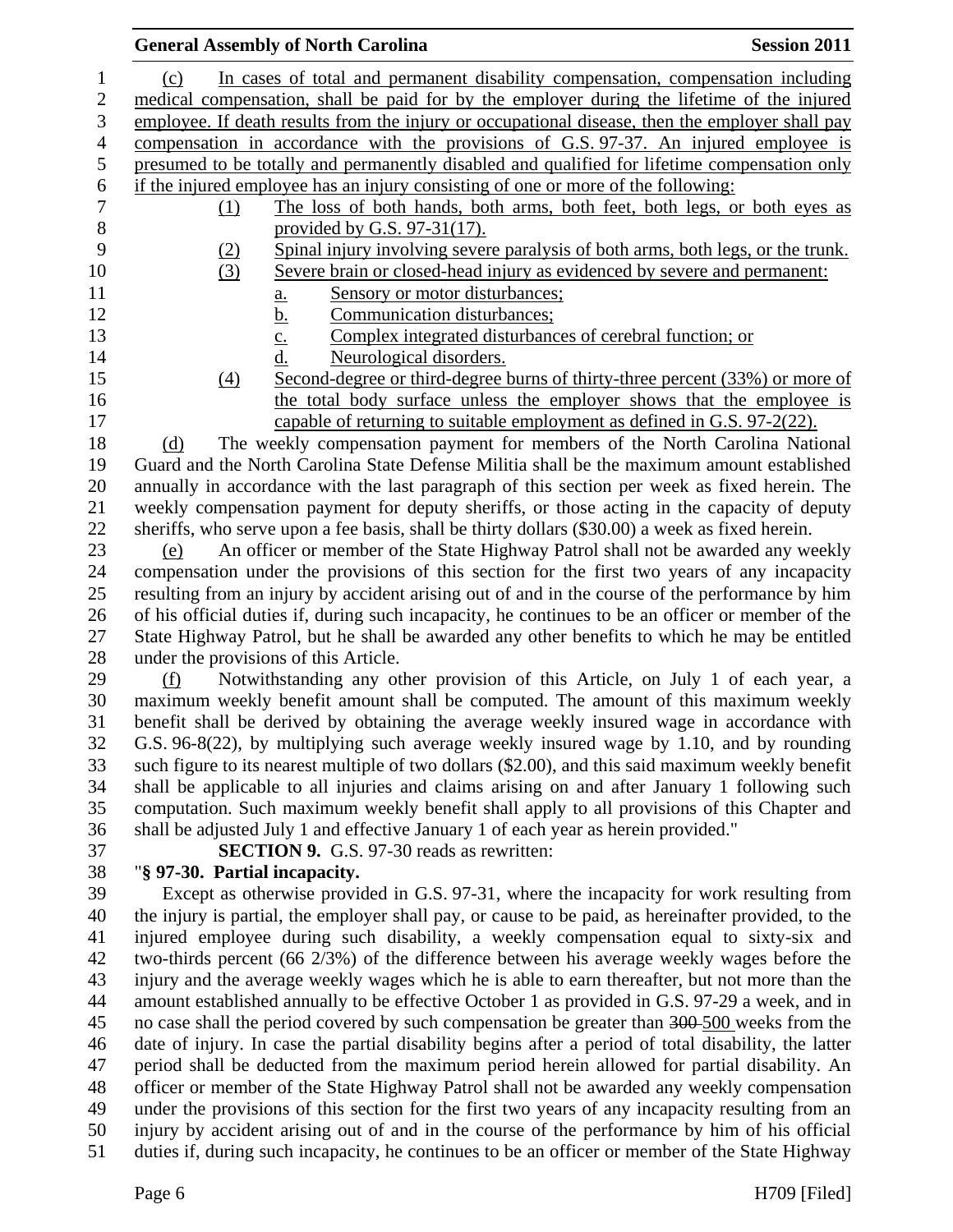(c) In cases of total and permanent disability compensation, compensation including medical compensation, shall be paid for by the employer during the lifetime of the injured employee. If death results from the injury or occupational disease, then the employer shall pay compensation in accordance with the provisions of G.S. 97-37. An injured employee is presumed to be totally and permanently disabled and qualified for lifetime compensation only if the injured employee has an injury consisting of one or more of the following:

(1) The loss of both hands, both arms, both feet, both legs, or both eyes as provided by G.S. 97-31(17).

(2) Spinal injury involving severe paralysis of both arms, both legs, or the trunk.

(3) Severe brain or closed-head injury as evidenced by severe and permanent:

a. Sensory or motor disturbances;

b. Communication disturbances;

c. Complex integrated disturbances of cerebral function; or

d. Neurological disorders.

(4) Second-degree or third-degree burns of thirty-three percent (33%) or more of the total body surface unless the employer shows that the employee is capable of returning to suitable employment as defined in G.S. 97-2(22).

(d) The weekly compensation payment for members of the North Carolina National Guard and the North Carolina State Defense Militia shall be the maximum amount established annually in accordance with the last paragraph of this section per week as fixed herein. The weekly compensation payment for deputy sheriffs, or those acting in the capacity of deputy sheriffs, who serve upon a fee basis, shall be thirty dollars ($30.00) a week as fixed herein.

(e) An officer or member of the State Highway Patrol shall not be awarded any weekly compensation under the provisions of this section for the first two years of any incapacity resulting from an injury by accident arising out of and in the course of the performance by him of his official duties if, during such incapacity, he continues to be an officer or member of the State Highway Patrol, but he shall be awarded any other benefits to which he may be entitled under the provisions of this Article.

(f) Notwithstanding any other provision of this Article, on July 1 of each year, a maximum weekly benefit amount shall be computed. The amount of this maximum weekly benefit shall be derived by obtaining the average weekly insured wage in accordance with G.S. 96-8(22), by multiplying such average weekly insured wage by 1.10, and by rounding such figure to its nearest multiple of two dollars ($2.00), and this said maximum weekly benefit shall be applicable to all injuries and claims arising on and after January 1 following such computation. Such maximum weekly benefit shall apply to all provisions of this Chapter and shall be adjusted July 1 and effective January 1 of each year as herein provided."

**SECTION 9.** G.S. 97-30 reads as rewritten:

"**§ 97-30. Partial incapacity.**

Except as otherwise provided in G.S. 97-31, where the incapacity for work resulting from the injury is partial, the employer shall pay, or cause to be paid, as hereinafter provided, to the injured employee during such disability, a weekly compensation equal to sixty-six and two-thirds percent (66 2/3%) of the difference between his average weekly wages before the injury and the average weekly wages which he is able to earn thereafter, but not more than the amount established annually to be effective October 1 as provided in G.S. 97-29 a week, and in no case shall the period covered by such compensation be greater than ~~300~~ 500 weeks from the date of injury. In case the partial disability begins after a period of total disability, the latter period shall be deducted from the maximum period herein allowed for partial disability. An officer or member of the State Highway Patrol shall not be awarded any weekly compensation under the provisions of this section for the first two years of any incapacity resulting from an injury by accident arising out of and in the course of the performance by him of his official duties if, during such incapacity, he continues to be an officer or member of the State Highway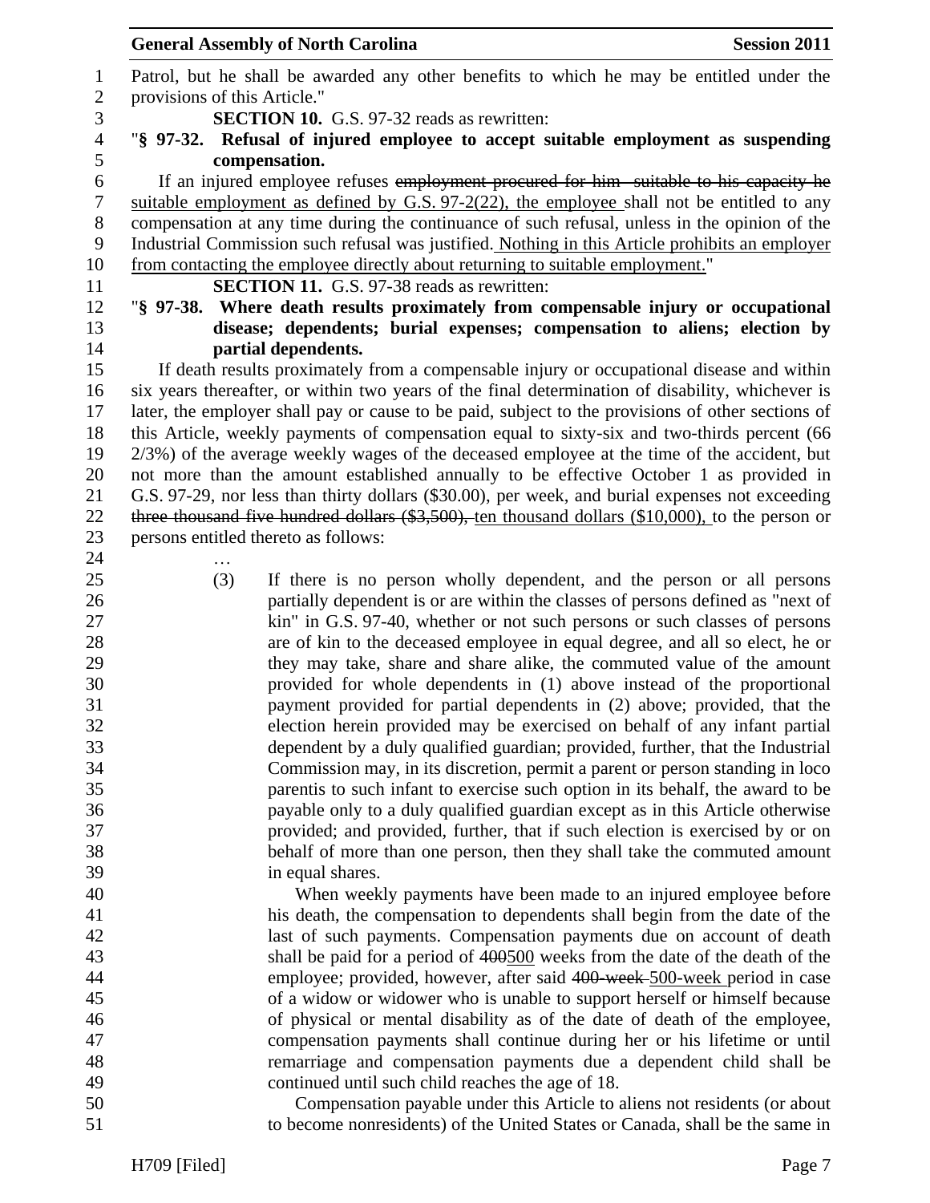Patrol, but he shall be awarded any other benefits to which he may be entitled under the provisions of this Article."

**SECTION 10.** G.S. 97-32 reads as rewritten:

"**§ 97-32. Refusal of injured employee to accept suitable employment as suspending compensation.**

If an injured employee refuses ~~employment procured for him suitable to his capacity he~~ suitable employment as defined by G.S. 97-2(22), the employee shall not be entitled to any compensation at any time during the continuance of such refusal, unless in the opinion of the Industrial Commission such refusal was justified. Nothing in this Article prohibits an employer from contacting the employee directly about returning to suitable employment."

**SECTION 11.** G.S. 97-38 reads as rewritten:

"**§ 97-38. Where death results proximately from compensable injury or occupational disease; dependents; burial expenses; compensation to aliens; election by partial dependents.**

If death results proximately from a compensable injury or occupational disease and within six years thereafter, or within two years of the final determination of disability, whichever is later, the employer shall pay or cause to be paid, subject to the provisions of other sections of this Article, weekly payments of compensation equal to sixty-six and two-thirds percent (66 2/3%) of the average weekly wages of the deceased employee at the time of the accident, but not more than the amount established annually to be effective October 1 as provided in G.S. 97-29, nor less than thirty dollars ($30.00), per week, and burial expenses not exceeding ~~three thousand five hundred dollars ($3,500),~~ ten thousand dollars ($10,000), to the person or persons entitled thereto as follows:

…

(3) If there is no person wholly dependent, and the person or all persons partially dependent is or are within the classes of persons defined as "next of kin" in G.S. 97-40, whether or not such persons or such classes of persons are of kin to the deceased employee in equal degree, and all so elect, he or they may take, share and share alike, the commuted value of the amount provided for whole dependents in (1) above instead of the proportional payment provided for partial dependents in (2) above; provided, that the election herein provided may be exercised on behalf of any infant partial dependent by a duly qualified guardian; provided, further, that the Industrial Commission may, in its discretion, permit a parent or person standing in loco parentis to such infant to exercise such option in its behalf, the award to be payable only to a duly qualified guardian except as in this Article otherwise provided; and provided, further, that if such election is exercised by or on behalf of more than one person, then they shall take the commuted amount in equal shares.

When weekly payments have been made to an injured employee before his death, the compensation to dependents shall begin from the date of the last of such payments. Compensation payments due on account of death shall be paid for a period of ~~400~~500 weeks from the date of the death of the employee; provided, however, after said ~~400-week~~ 500-week period in case of a widow or widower who is unable to support herself or himself because of physical or mental disability as of the date of death of the employee, compensation payments shall continue during her or his lifetime or until remarriage and compensation payments due a dependent child shall be continued until such child reaches the age of 18.

Compensation payable under this Article to aliens not residents (or about to become nonresidents) of the United States or Canada, shall be the same in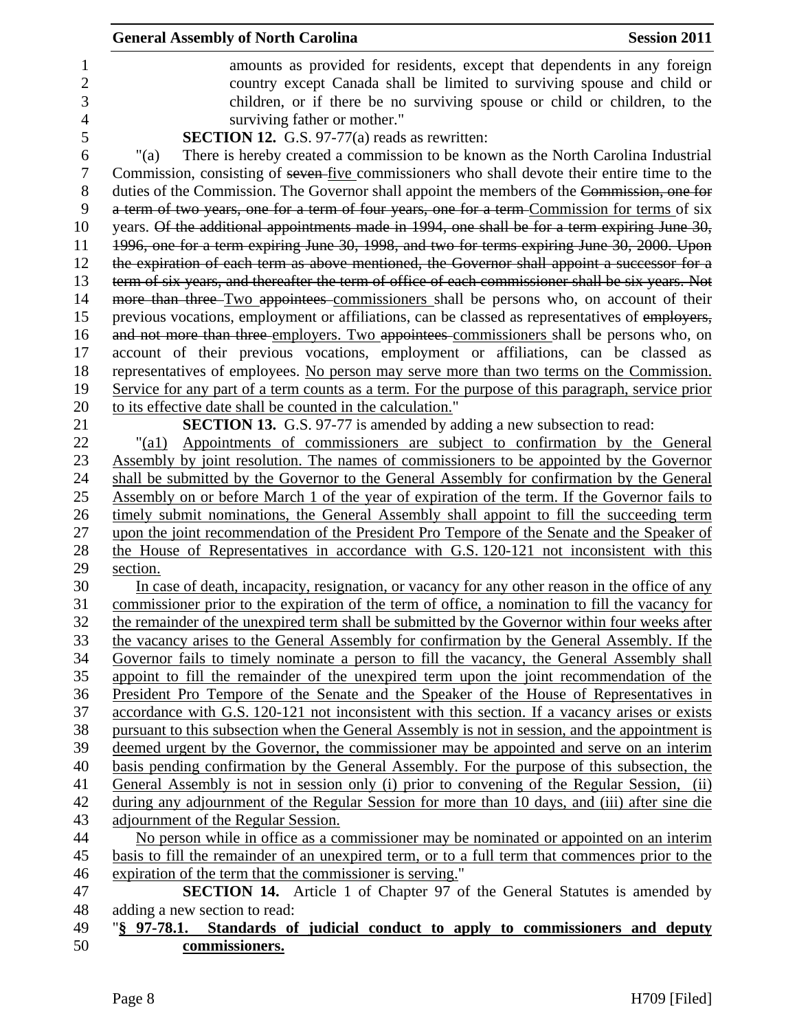amounts as provided for residents, except that dependents in any foreign country except Canada shall be limited to surviving spouse and child or children, or if there be no surviving spouse or child or children, to the surviving father or mother."

**SECTION 12.** G.S. 97-77(a) reads as rewritten:

"(a) There is hereby created a commission to be known as the North Carolina Industrial Commission, consisting of ~~seven~~ five commissioners who shall devote their entire time to the duties of the Commission. The Governor shall appoint the members of the ~~Commission, one for a term of two years, one for a term of four years, one for a term~~ Commission for terms of six years. ~~Of the additional appointments made in 1994, one shall be for a term expiring June 30, 1996, one for a term expiring June 30, 1998, and two for terms expiring June 30, 2000. Upon the expiration of each term as above mentioned, the Governor shall appoint a successor for a term of six years, and thereafter the term of office of each commissioner shall be six years. Not more than three~~ Two ~~appointees~~ commissioners shall be persons who, on account of their previous vocations, employment or affiliations, can be classed as representatives of ~~employers, and not more than three~~ employers. Two ~~appointees~~ commissioners shall be persons who, on account of their previous vocations, employment or affiliations, can be classed as representatives of employees. No person may serve more than two terms on the Commission. Service for any part of a term counts as a term. For the purpose of this paragraph, service prior to its effective date shall be counted in the calculation."

**SECTION 13.** G.S. 97-77 is amended by adding a new subsection to read:

"(a1) Appointments of commissioners are subject to confirmation by the General Assembly by joint resolution. The names of commissioners to be appointed by the Governor shall be submitted by the Governor to the General Assembly for confirmation by the General Assembly on or before March 1 of the year of expiration of the term. If the Governor fails to timely submit nominations, the General Assembly shall appoint to fill the succeeding term upon the joint recommendation of the President Pro Tempore of the Senate and the Speaker of the House of Representatives in accordance with G.S. 120-121 not inconsistent with this section.

In case of death, incapacity, resignation, or vacancy for any other reason in the office of any commissioner prior to the expiration of the term of office, a nomination to fill the vacancy for the remainder of the unexpired term shall be submitted by the Governor within four weeks after the vacancy arises to the General Assembly for confirmation by the General Assembly. If the Governor fails to timely nominate a person to fill the vacancy, the General Assembly shall appoint to fill the remainder of the unexpired term upon the joint recommendation of the President Pro Tempore of the Senate and the Speaker of the House of Representatives in accordance with G.S. 120-121 not inconsistent with this section. If a vacancy arises or exists pursuant to this subsection when the General Assembly is not in session, and the appointment is deemed urgent by the Governor, the commissioner may be appointed and serve on an interim basis pending confirmation by the General Assembly. For the purpose of this subsection, the General Assembly is not in session only (i) prior to convening of the Regular Session, (ii) during any adjournment of the Regular Session for more than 10 days, and (iii) after sine die adjournment of the Regular Session.

No person while in office as a commissioner may be nominated or appointed on an interim basis to fill the remainder of an unexpired term, or to a full term that commences prior to the expiration of the term that the commissioner is serving."

**SECTION 14.** Article 1 of Chapter 97 of the General Statutes is amended by adding a new section to read:

"**§ 97-78.1. Standards of judicial conduct to apply to commissioners and deputy commissioners.**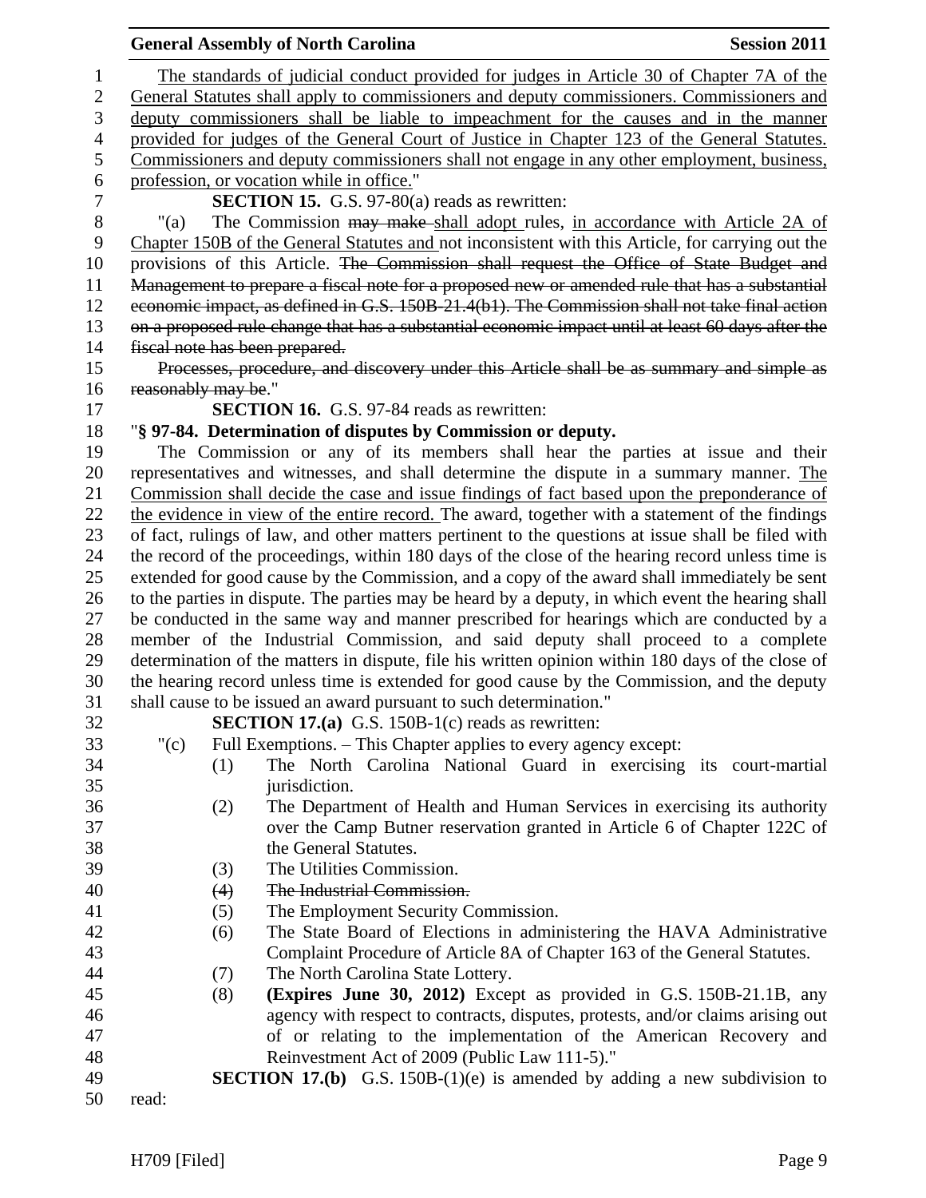The standards of judicial conduct provided for judges in Article 30 of Chapter 7A of the General Statutes shall apply to commissioners and deputy commissioners. Commissioners and deputy commissioners shall be liable to impeachment for the causes and in the manner provided for judges of the General Court of Justice in Chapter 123 of the General Statutes. Commissioners and deputy commissioners shall not engage in any other employment, business, profession, or vocation while in office."

**SECTION 15.** G.S. 97-80(a) reads as rewritten:

"(a) The Commission ~~may make~~ shall adopt rules, in accordance with Article 2A of Chapter 150B of the General Statutes and not inconsistent with this Article, for carrying out the provisions of this Article. ~~The Commission shall request the Office of State Budget and Management to prepare a fiscal note for a proposed new or amended rule that has a substantial economic impact, as defined in G.S. 150B-21.4(b1). The Commission shall not take final action on a proposed rule change that has a substantial economic impact until at least 60 days after the fiscal note has been prepared.~~

~~Processes, procedure, and discovery under this Article shall be as summary and simple as reasonably may be.~~"

**SECTION 16.** G.S. 97-84 reads as rewritten:

"**§ 97-84. Determination of disputes by Commission or deputy.**

The Commission or any of its members shall hear the parties at issue and their representatives and witnesses, and shall determine the dispute in a summary manner. The Commission shall decide the case and issue findings of fact based upon the preponderance of the evidence in view of the entire record. The award, together with a statement of the findings of fact, rulings of law, and other matters pertinent to the questions at issue shall be filed with the record of the proceedings, within 180 days of the close of the hearing record unless time is extended for good cause by the Commission, and a copy of the award shall immediately be sent to the parties in dispute. The parties may be heard by a deputy, in which event the hearing shall be conducted in the same way and manner prescribed for hearings which are conducted by a member of the Industrial Commission, and said deputy shall proceed to a complete determination of the matters in dispute, file his written opinion within 180 days of the close of the hearing record unless time is extended for good cause by the Commission, and the deputy shall cause to be issued an award pursuant to such determination."

**SECTION 17.(a)** G.S. 150B-1(c) reads as rewritten:

"(c) Full Exemptions. – This Chapter applies to every agency except:

(1) The North Carolina National Guard in exercising its court-martial jurisdiction.

(2) The Department of Health and Human Services in exercising its authority over the Camp Butner reservation granted in Article 6 of Chapter 122C of the General Statutes.

(3) The Utilities Commission.

~~(4) The Industrial Commission.~~

(5) The Employment Security Commission.

(6) The State Board of Elections in administering the HAVA Administrative Complaint Procedure of Article 8A of Chapter 163 of the General Statutes.

(7) The North Carolina State Lottery.

(8) **(Expires June 30, 2012)** Except as provided in G.S. 150B-21.1B, any agency with respect to contracts, disputes, protests, and/or claims arising out of or relating to the implementation of the American Recovery and Reinvestment Act of 2009 (Public Law 111-5)."

**SECTION 17.(b)** G.S. 150B-(1)(e) is amended by adding a new subdivision to read: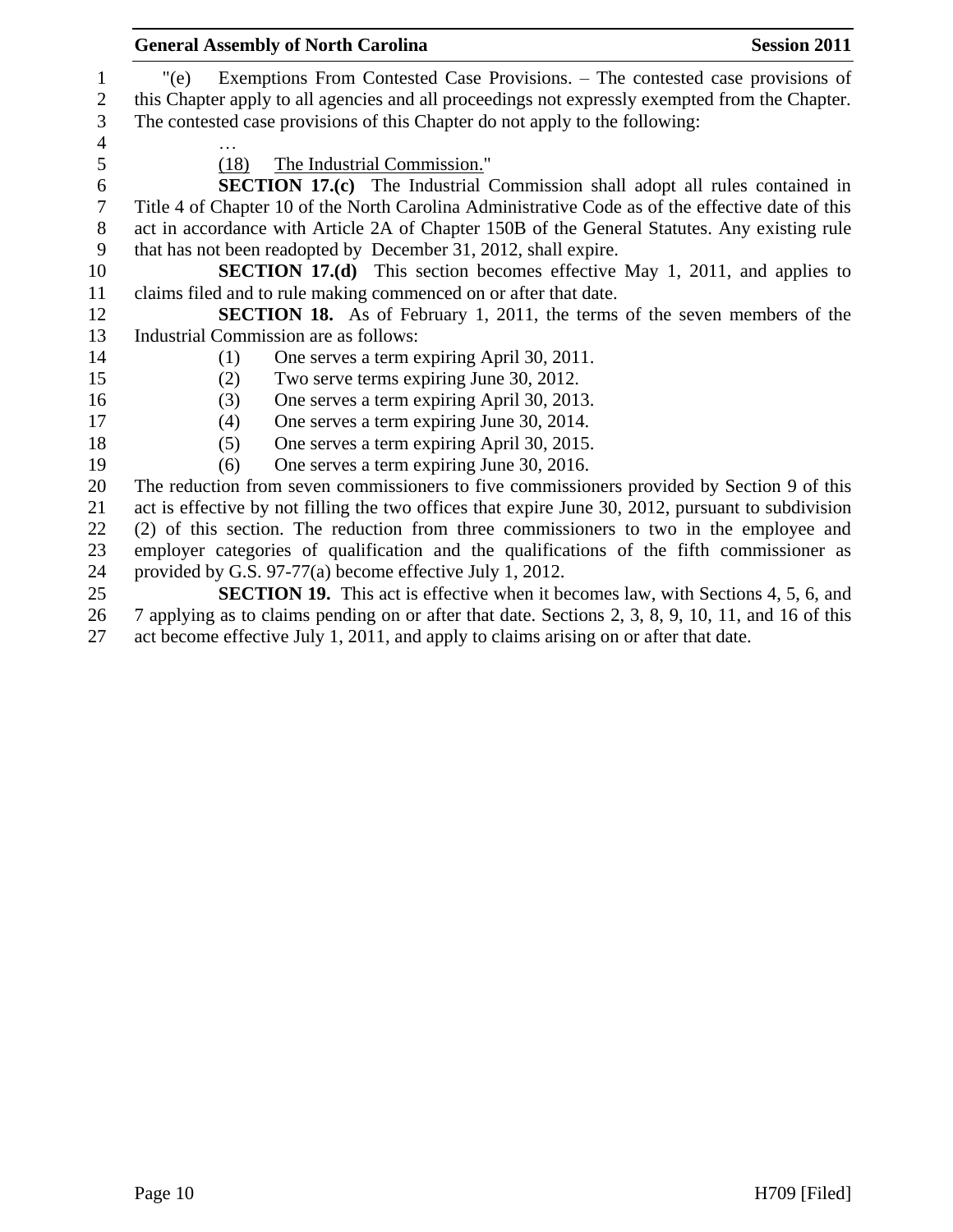"(e) Exemptions From Contested Case Provisions. – The contested case provisions of this Chapter apply to all agencies and all proceedings not expressly exempted from the Chapter. The contested case provisions of this Chapter do not apply to the following:

…

(18) The Industrial Commission."

**SECTION 17.(c)** The Industrial Commission shall adopt all rules contained in Title 4 of Chapter 10 of the North Carolina Administrative Code as of the effective date of this act in accordance with Article 2A of Chapter 150B of the General Statutes. Any existing rule that has not been readopted by December 31, 2012, shall expire.

**SECTION 17.(d)** This section becomes effective May 1, 2011, and applies to claims filed and to rule making commenced on or after that date.

**SECTION 18.** As of February 1, 2011, the terms of the seven members of the Industrial Commission are as follows:

(1) One serves a term expiring April 30, 2011.
(2) Two serve terms expiring June 30, 2012.
(3) One serves a term expiring April 30, 2013.
(4) One serves a term expiring June 30, 2014.
(5) One serves a term expiring April 30, 2015.
(6) One serves a term expiring June 30, 2016.

The reduction from seven commissioners to five commissioners provided by Section 9 of this act is effective by not filling the two offices that expire June 30, 2012, pursuant to subdivision (2) of this section. The reduction from three commissioners to two in the employee and employer categories of qualification and the qualifications of the fifth commissioner as provided by G.S. 97-77(a) become effective July 1, 2012.

**SECTION 19.** This act is effective when it becomes law, with Sections 4, 5, 6, and 7 applying as to claims pending on or after that date. Sections 2, 3, 8, 9, 10, 11, and 16 of this act become effective July 1, 2011, and apply to claims arising on or after that date.